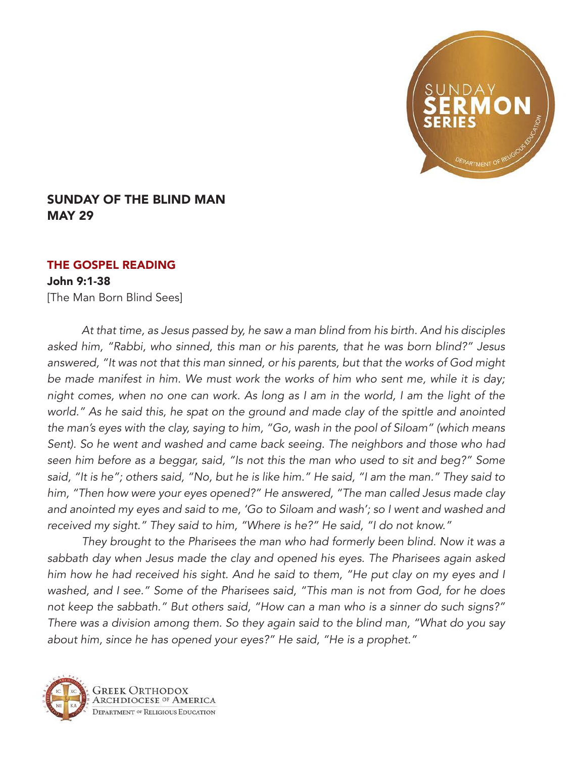# SUNDAY OF THE BLIND MAN
# MAY 29

## THE GOSPEL READING

**John 9:1-38**

[The Man Born Blind Sees]

*At that time, as Jesus passed by, he saw a man blind from his birth. And his disciples asked him, "Rabbi, who sinned, this man or his parents, that he was born blind?" Jesus answered, "It was not that this man sinned, or his parents, but that the works of God might be made manifest in him. We must work the works of him who sent me, while it is day; night comes, when no one can work. As long as I am in the world, I am the light of the world." As he said this, he spat on the ground and made clay of the spittle and anointed the man's eyes with the clay, saying to him, "Go, wash in the pool of Siloam" (which means Sent). So he went and washed and came back seeing. The neighbors and those who had seen him before as a beggar, said, "Is not this the man who used to sit and beg?" Some said, "It is he"; others said, "No, but he is like him." He said, "I am the man." They said to him, "Then how were your eyes opened?" He answered, "The man called Jesus made clay and anointed my eyes and said to me, 'Go to Siloam and wash'; so I went and washed and received my sight." They said to him, "Where is he?" He said, "I do not know."*

*They brought to the Pharisees the man who had formerly been blind. Now it was a sabbath day when Jesus made the clay and opened his eyes. The Pharisees again asked him how he had received his sight. And he said to them, "He put clay on my eyes and I washed, and I see." Some of the Pharisees said, "This man is not from God, for he does not keep the sabbath." But others said, "How can a man who is a sinner do such signs?" There was a division among them. So they again said to the blind man, "What do you say about him, since he has opened your eyes?" He said, "He is a prophet."*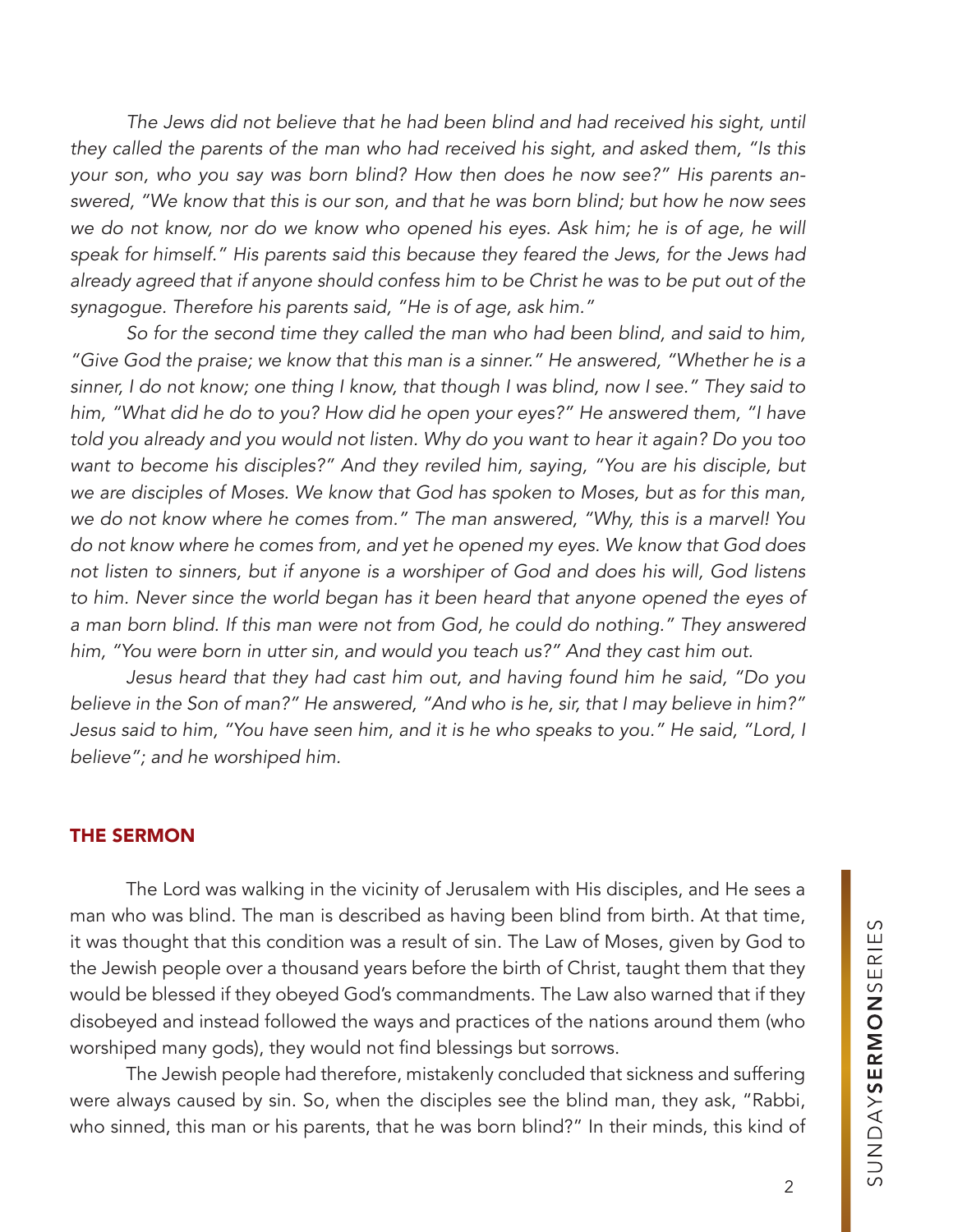*The Jews did not believe that he had been blind and had received his sight, until they called the parents of the man who had received his sight, and asked them, "Is this your son, who you say was born blind? How then does he now see?" His parents answered, "We know that this is our son, and that he was born blind; but how he now sees we do not know, nor do we know who opened his eyes. Ask him; he is of age, he will speak for himself." His parents said this because they feared the Jews, for the Jews had already agreed that if anyone should confess him to be Christ he was to be put out of the synagogue. Therefore his parents said, "He is of age, ask him."*

*So for the second time they called the man who had been blind, and said to him, "Give God the praise; we know that this man is a sinner." He answered, "Whether he is a sinner, I do not know; one thing I know, that though I was blind, now I see." They said to him, "What did he do to you? How did he open your eyes?" He answered them, "I have told you already and you would not listen. Why do you want to hear it again? Do you too want to become his disciples?" And they reviled him, saying, "You are his disciple, but we are disciples of Moses. We know that God has spoken to Moses, but as for this man, we do not know where he comes from." The man answered, "Why, this is a marvel! You do not know where he comes from, and yet he opened my eyes. We know that God does not listen to sinners, but if anyone is a worshiper of God and does his will, God listens to him. Never since the world began has it been heard that anyone opened the eyes of a man born blind. If this man were not from God, he could do nothing." They answered him, "You were born in utter sin, and would you teach us?" And they cast him out.*

*Jesus heard that they had cast him out, and having found him he said, "Do you believe in the Son of man?" He answered, "And who is he, sir, that I may believe in him?" Jesus said to him, "You have seen him, and it is he who speaks to you." He said, "Lord, I believe"; and he worshiped him.*

## THE SERMON

The Lord was walking in the vicinity of Jerusalem with His disciples, and He sees a man who was blind. The man is described as having been blind from birth. At that time, it was thought that this condition was a result of sin. The Law of Moses, given by God to the Jewish people over a thousand years before the birth of Christ, taught them that they would be blessed if they obeyed God's commandments. The Law also warned that if they disobeyed and instead followed the ways and practices of the nations around them (who worshiped many gods), they would not find blessings but sorrows.

The Jewish people had therefore, mistakenly concluded that sickness and suffering were always caused by sin. So, when the disciples see the blind man, they ask, "Rabbi, who sinned, this man or his parents, that he was born blind?" In their minds, this kind of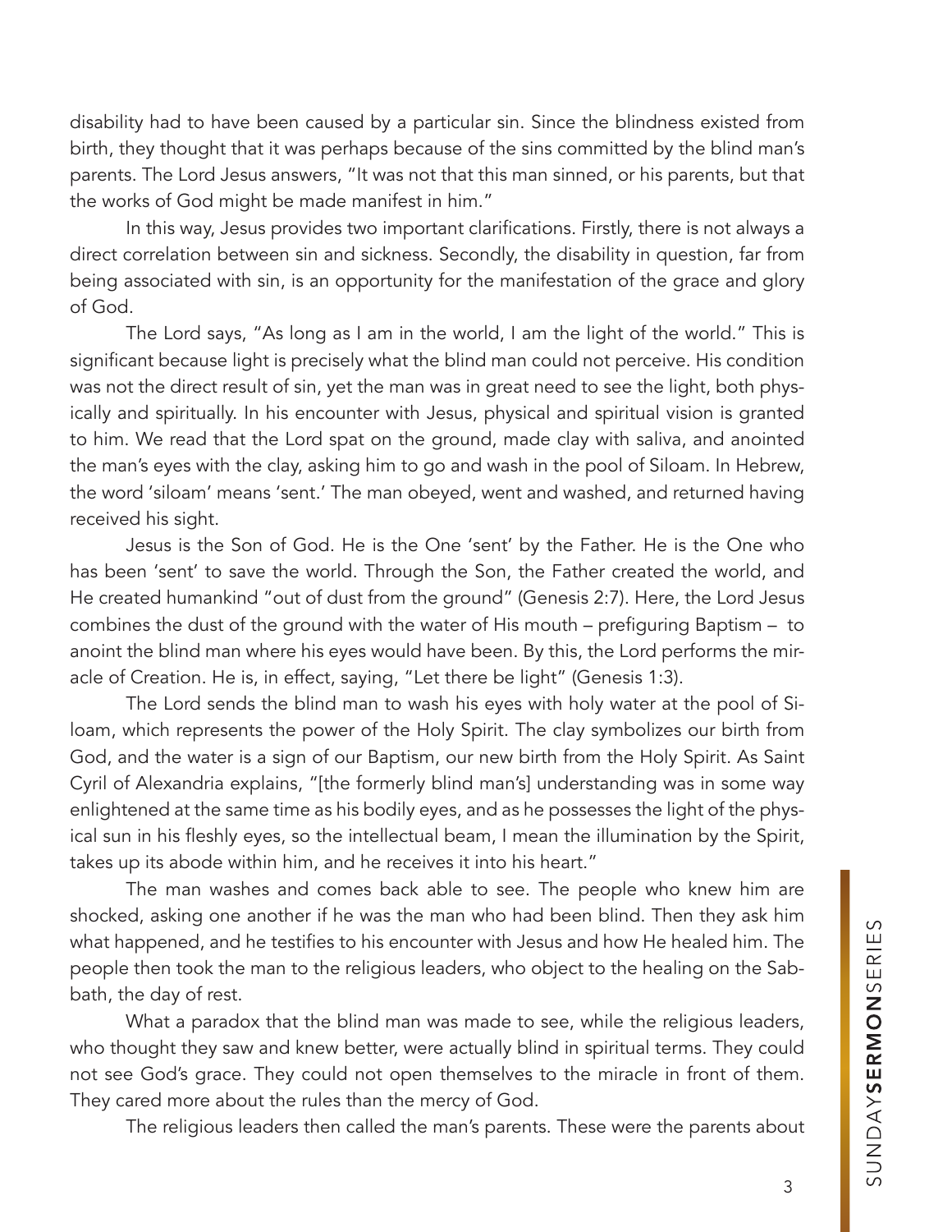disability had to have been caused by a particular sin. Since the blindness existed from birth, they thought that it was perhaps because of the sins committed by the blind man's parents. The Lord Jesus answers, "It was not that this man sinned, or his parents, but that the works of God might be made manifest in him."

In this way, Jesus provides two important clarifications. Firstly, there is not always a direct correlation between sin and sickness. Secondly, the disability in question, far from being associated with sin, is an opportunity for the manifestation of the grace and glory of God.

The Lord says, "As long as I am in the world, I am the light of the world." This is significant because light is precisely what the blind man could not perceive. His condition was not the direct result of sin, yet the man was in great need to see the light, both physically and spiritually. In his encounter with Jesus, physical and spiritual vision is granted to him. We read that the Lord spat on the ground, made clay with saliva, and anointed the man's eyes with the clay, asking him to go and wash in the pool of Siloam. In Hebrew, the word 'siloam' means 'sent.' The man obeyed, went and washed, and returned having received his sight.

Jesus is the Son of God. He is the One 'sent' by the Father. He is the One who has been 'sent' to save the world. Through the Son, the Father created the world, and He created humankind "out of dust from the ground" (Genesis 2:7). Here, the Lord Jesus combines the dust of the ground with the water of His mouth – prefiguring Baptism – to anoint the blind man where his eyes would have been. By this, the Lord performs the miracle of Creation. He is, in effect, saying, "Let there be light" (Genesis 1:3).

The Lord sends the blind man to wash his eyes with holy water at the pool of Siloam, which represents the power of the Holy Spirit. The clay symbolizes our birth from God, and the water is a sign of our Baptism, our new birth from the Holy Spirit. As Saint Cyril of Alexandria explains, "[the formerly blind man's] understanding was in some way enlightened at the same time as his bodily eyes, and as he possesses the light of the physical sun in his fleshly eyes, so the intellectual beam, I mean the illumination by the Spirit, takes up its abode within him, and he receives it into his heart."

The man washes and comes back able to see. The people who knew him are shocked, asking one another if he was the man who had been blind. Then they ask him what happened, and he testifies to his encounter with Jesus and how He healed him. The people then took the man to the religious leaders, who object to the healing on the Sabbath, the day of rest.

What a paradox that the blind man was made to see, while the religious leaders, who thought they saw and knew better, were actually blind in spiritual terms. They could not see God's grace. They could not open themselves to the miracle in front of them. They cared more about the rules than the mercy of God.

The religious leaders then called the man's parents. These were the parents about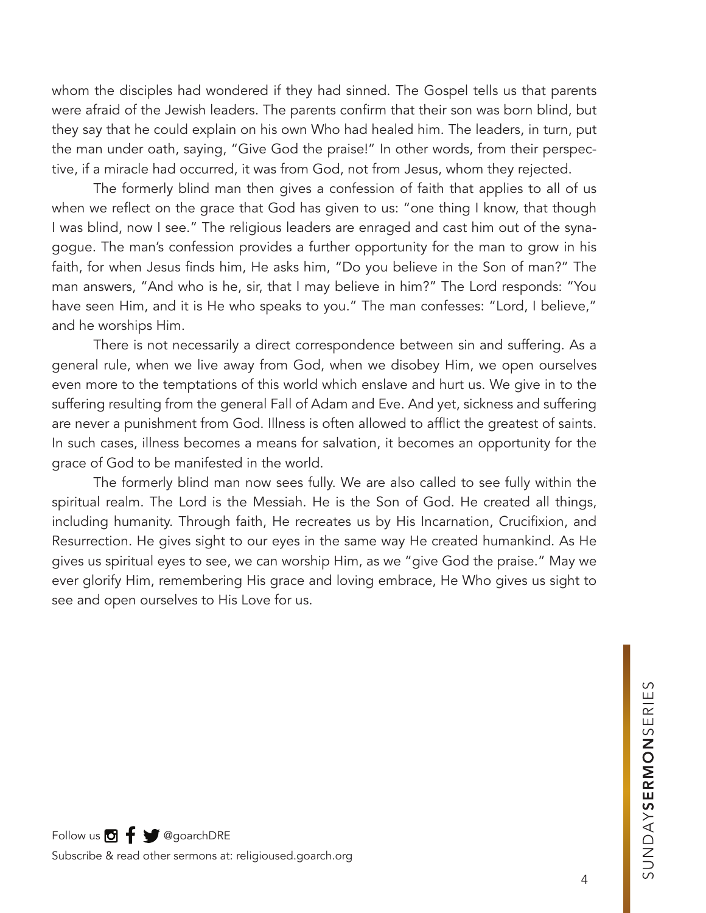whom the disciples had wondered if they had sinned. The Gospel tells us that parents were afraid of the Jewish leaders. The parents confirm that their son was born blind, but they say that he could explain on his own Who had healed him. The leaders, in turn, put the man under oath, saying, "Give God the praise!" In other words, from their perspective, if a miracle had occurred, it was from God, not from Jesus, whom they rejected.

The formerly blind man then gives a confession of faith that applies to all of us when we reflect on the grace that God has given to us: "one thing I know, that though I was blind, now I see." The religious leaders are enraged and cast him out of the synagogue. The man's confession provides a further opportunity for the man to grow in his faith, for when Jesus finds him, He asks him, "Do you believe in the Son of man?" The man answers, "And who is he, sir, that I may believe in him?" The Lord responds: "You have seen Him, and it is He who speaks to you." The man confesses: "Lord, I believe," and he worships Him.

There is not necessarily a direct correspondence between sin and suffering. As a general rule, when we live away from God, when we disobey Him, we open ourselves even more to the temptations of this world which enslave and hurt us. We give in to the suffering resulting from the general Fall of Adam and Eve. And yet, sickness and suffering are never a punishment from God. Illness is often allowed to afflict the greatest of saints. In such cases, illness becomes a means for salvation, it becomes an opportunity for the grace of God to be manifested in the world.

The formerly blind man now sees fully. We are also called to see fully within the spiritual realm. The Lord is the Messiah. He is the Son of God. He created all things, including humanity. Through faith, He recreates us by His Incarnation, Crucifixion, and Resurrection. He gives sight to our eyes in the same way He created humankind. As He gives us spiritual eyes to see, we can worship Him, as we "give God the praise." May we ever glorify Him, remembering His grace and loving embrace, He Who gives us sight to see and open ourselves to His Love for us.

Follow us @goarchDRE

Subscribe & read other sermons at: religioused.goarch.org